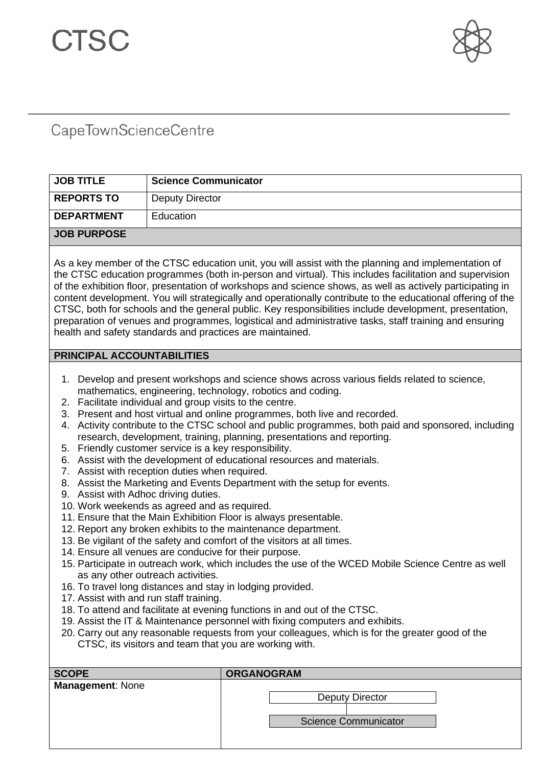# CTSC

CapeTownScienceCentre

| JOB TITLE | Science Communicator |
|---|---|
| REPORTS TO | Deputy Director |
| DEPARTMENT | Education |

**JOB PURPOSE**

As a key member of the CTSC education unit, you will assist with the planning and implementation of the CTSC education programmes (both in-person and virtual). This includes facilitation and supervision of the exhibition floor, presentation of workshops and science shows, as well as actively participating in content development. You will strategically and operationally contribute to the educational offering of the CTSC, both for schools and the general public. Key responsibilities include development, presentation, preparation of venues and programmes, logistical and administrative tasks, staff training and ensuring health and safety standards and practices are maintained.

**PRINCIPAL ACCOUNTABILITIES**

1. Develop and present workshops and science shows across various fields related to science, mathematics, engineering, technology, robotics and coding.
2. Facilitate individual and group visits to the centre.
3. Present and host virtual and online programmes, both live and recorded.
4. Activity contribute to the CTSC school and public programmes, both paid and sponsored, including research, development, training, planning, presentations and reporting.
5. Friendly customer service is a key responsibility.
6. Assist with the development of educational resources and materials.
7. Assist with reception duties when required.
8. Assist the Marketing and Events Department with the setup for events.
9. Assist with Adhoc driving duties.
10. Work weekends as agreed and as required.
11. Ensure that the Main Exhibition Floor is always presentable.
12. Report any broken exhibits to the maintenance department.
13. Be vigilant of the safety and comfort of the visitors at all times.
14. Ensure all venues are conducive for their purpose.
15. Participate in outreach work, which includes the use of the WCED Mobile Science Centre as well as any other outreach activities.
16. To travel long distances and stay in lodging provided.
17. Assist with and run staff training.
18. To attend and facilitate at evening functions in and out of the CTSC.
19. Assist the IT & Maintenance personnel with fixing computers and exhibits.
20. Carry out any reasonable requests from your colleagues, which is for the greater good of the CTSC, its visitors and team that you are working with.

| SCOPE | ORGANOGRAM |
|---|---|
| **Management**: None | Deputy Director → Science Communicator |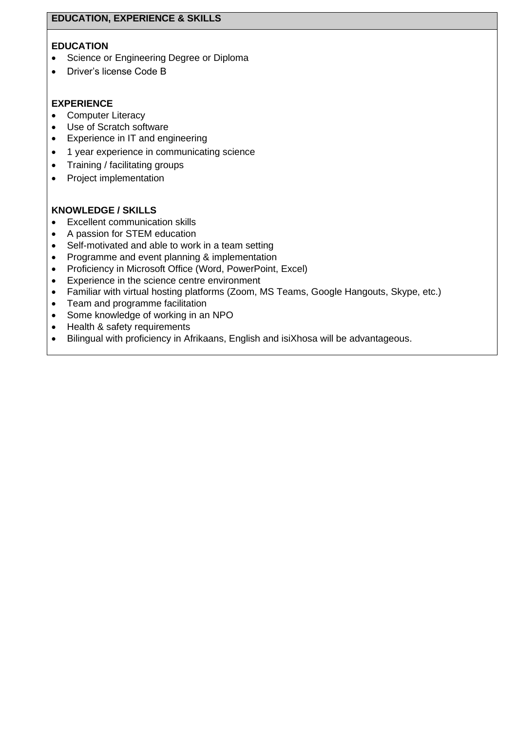## EDUCATION, EXPERIENCE & SKILLS

### EDUCATION

- Science or Engineering Degree or Diploma
- Driver's license Code B

### EXPERIENCE

- Computer Literacy
- Use of Scratch software
- Experience in IT and engineering
- 1 year experience in communicating science
- Training / facilitating groups
- Project implementation

### KNOWLEDGE / SKILLS

- Excellent communication skills
- A passion for STEM education
- Self-motivated and able to work in a team setting
- Programme and event planning & implementation
- Proficiency in Microsoft Office (Word, PowerPoint, Excel)
- Experience in the science centre environment
- Familiar with virtual hosting platforms (Zoom, MS Teams, Google Hangouts, Skype, etc.)
- Team and programme facilitation
- Some knowledge of working in an NPO
- Health & safety requirements
- Bilingual with proficiency in Afrikaans, English and isiXhosa will be advantageous.